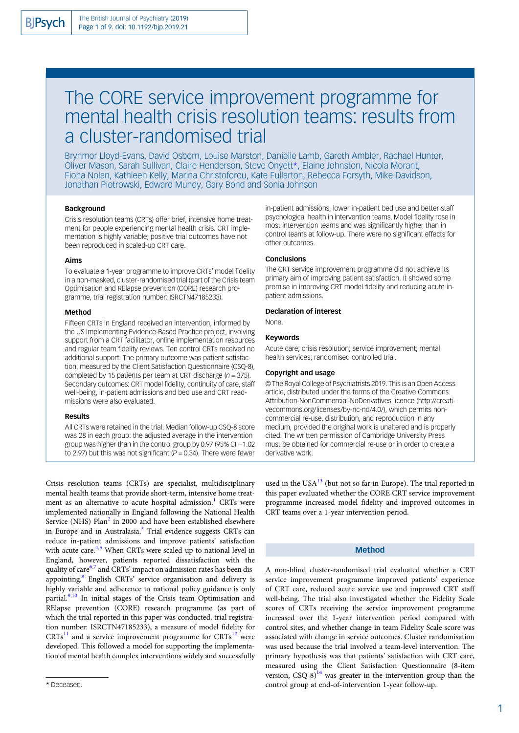# The CORE service improvement programme for mental health crisis resolution teams: results from a cluster-randomised trial

Brynmor Lloyd-Evans, David Osborn, Louise Marston, Danielle Lamb, Gareth Ambler, Rachael Hunter, Oliver Mason, Sarah Sullivan, Claire Henderson, Steve Onyett*, Elaine Johnston, Nicola Morant, Fiona Nolan, Kathleen Kelly, Marina Christoforou, Kate Fullarton, Rebecca Forsyth, Mike Davidson, Jonathan Piotrowski, Edward Mundy, Gary Bond and Sonia Johnson

### Background

Crisis resolution teams (CRTs) offer brief, intensive home treatment for people experiencing mental health crisis. CRT implementation is highly variable; positive trial outcomes have not been reproduced in scaled-up CRT care.

### Aims

To evaluate a 1-year programme to improve CRTs' model fidelity in a non-masked, cluster-randomised trial (part of the Crisis team Optimisation and RElapse prevention (CORE) research programme, trial registration number: ISRCTN47185233).

### Method

Fifteen CRTs in England received an intervention, informed by the US Implementing Evidence-Based Practice project, involving support from a CRT facilitator, online implementation resources and regular team fidelity reviews. Ten control CRTs received no additional support. The primary outcome was patient satisfaction, measured by the Client Satisfaction Questionnaire (CSQ-8), completed by 15 patients per team at CRT discharge ($n = 375$). Secondary outcomes: CRT model fidelity, continuity of care, staff well-being, in-patient admissions and bed use and CRT readmissions were also evaluated.

### Results

All CRTs were retained in the trial. Median follow-up CSQ-8 score was 28 in each group: the adjusted average in the intervention group was higher than in the control group by 0.97 (95% CI −1.02 to 2.97) but this was not significant ($P = 0.34$). There were fewer in-patient admissions, lower in-patient bed use and better staff psychological health in intervention teams. Model fidelity rose in most intervention teams and was significantly higher than in control teams at follow-up. There were no significant effects for other outcomes.

### Conclusions

The CRT service improvement programme did not achieve its primary aim of improving patient satisfaction. It showed some promise in improving CRT model fidelity and reducing acute in-patient admissions.

### Declaration of interest

None.

### Keywords

Acute care; crisis resolution; service improvement; mental health services; randomised controlled trial.

### Copyright and usage

© The Royal College of Psychiatrists 2019. This is an Open Access article, distributed under the terms of the Creative Commons Attribution-NonCommercial-NoDerivatives licence (http://creativecommons.org/licenses/by-nc-nd/4.0/), which permits non-commercial re-use, distribution, and reproduction in any medium, provided the original work is unaltered and is properly cited. The written permission of Cambridge University Press must be obtained for commercial re-use or in order to create a derivative work.

Crisis resolution teams (CRTs) are specialist, multidisciplinary mental health teams that provide short-term, intensive home treatment as an alternative to acute hospital admission.[1] CRTs were implemented nationally in England following the National Health Service (NHS) Plan[2] in 2000 and have been established elsewhere in Europe and in Australasia.[3] Trial evidence suggests CRTs can reduce in-patient admissions and improve patients' satisfaction with acute care.[4,5] When CRTs were scaled-up to national level in England, however, patients reported dissatisfaction with the quality of care[6,7] and CRTs' impact on admission rates has been disappointing.[8] English CRTs' service organisation and delivery is highly variable and adherence to national policy guidance is only partial.[9,10] In initial stages of the Crisis team Optimisation and RElapse prevention (CORE) research programme (as part of which the trial reported in this paper was conducted, trial registration number: ISRCTN47185233), a measure of model fidelity for CRTs[11] and a service improvement programme for CRTs[12] were developed. This followed a model for supporting the implementation of mental health complex interventions widely and successfully used in the USA[13] (but not so far in Europe). The trial reported in this paper evaluated whether the CORE CRT service improvement programme increased model fidelity and improved outcomes in CRT teams over a 1-year intervention period.

## Method

A non-blind cluster-randomised trial evaluated whether a CRT service improvement programme improved patients' experience of CRT care, reduced acute service use and improved CRT staff well-being. The trial also investigated whether the Fidelity Scale scores of CRTs receiving the service improvement programme increased over the 1-year intervention period compared with control sites, and whether change in team Fidelity Scale score was associated with change in service outcomes. Cluster randomisation was used because the trial involved a team-level intervention. The primary hypothesis was that patients' satisfaction with CRT care, measured using the Client Satisfaction Questionnaire (8-item version, CSQ-8)[14] was greater in the intervention group than the control group at end-of-intervention 1-year follow-up.

* Deceased.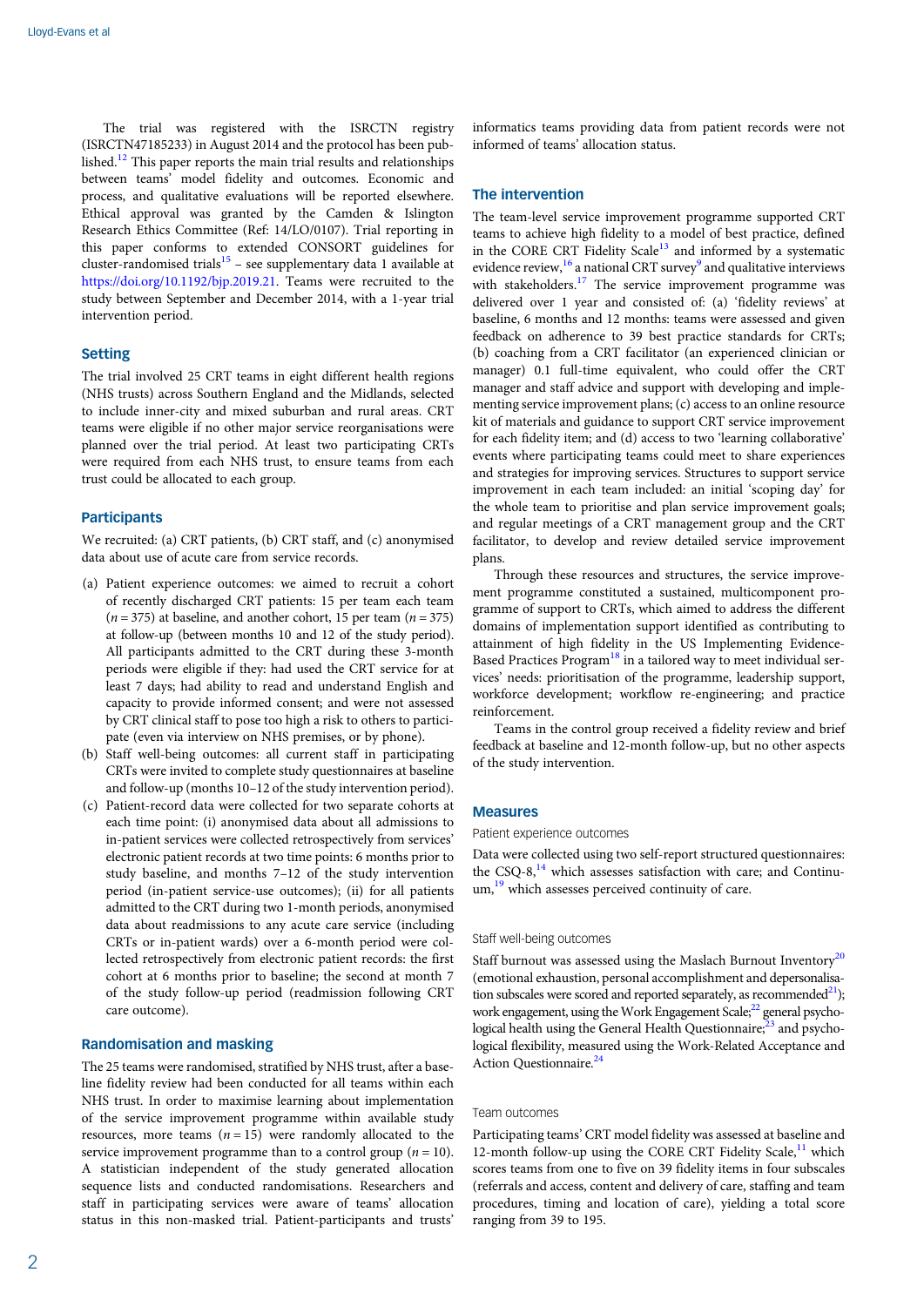The trial was registered with the ISRCTN registry (ISRCTN47185233) in August 2014 and the protocol has been published.[12] This paper reports the main trial results and relationships between teams' model fidelity and outcomes. Economic and process, and qualitative evaluations will be reported elsewhere. Ethical approval was granted by the Camden & Islington Research Ethics Committee (Ref: 14/LO/0107). Trial reporting in this paper conforms to extended CONSORT guidelines for cluster-randomised trials[15] – see supplementary data 1 available at https://doi.org/10.1192/bjp.2019.21. Teams were recruited to the study between September and December 2014, with a 1-year trial intervention period.

## Setting

The trial involved 25 CRT teams in eight different health regions (NHS trusts) across Southern England and the Midlands, selected to include inner-city and mixed suburban and rural areas. CRT teams were eligible if no other major service reorganisations were planned over the trial period. At least two participating CRTs were required from each NHS trust, to ensure teams from each trust could be allocated to each group.

## Participants

We recruited: (a) CRT patients, (b) CRT staff, and (c) anonymised data about use of acute care from service records.

(a) Patient experience outcomes: we aimed to recruit a cohort of recently discharged CRT patients: 15 per team each team ($n = 375$) at baseline, and another cohort, 15 per team ($n = 375$) at follow-up (between months 10 and 12 of the study period). All participants admitted to the CRT during these 3-month periods were eligible if they: had used the CRT service for at least 7 days; had ability to read and understand English and capacity to provide informed consent; and were not assessed by CRT clinical staff to pose too high a risk to others to participate (even via interview on NHS premises, or by phone).

(b) Staff well-being outcomes: all current staff in participating CRTs were invited to complete study questionnaires at baseline and follow-up (months 10–12 of the study intervention period).

(c) Patient-record data were collected for two separate cohorts at each time point: (i) anonymised data about all admissions to in-patient services were collected retrospectively from services' electronic patient records at two time points: 6 months prior to study baseline, and months 7–12 of the study intervention period (in-patient service-use outcomes); (ii) for all patients admitted to the CRT during two 1-month periods, anonymised data about readmissions to any acute care service (including CRTs or in-patient wards) over a 6-month period were collected retrospectively from electronic patient records: the first cohort at 6 months prior to baseline; the second at month 7 of the study follow-up period (readmission following CRT care outcome).

## Randomisation and masking

The 25 teams were randomised, stratified by NHS trust, after a baseline fidelity review had been conducted for all teams within each NHS trust. In order to maximise learning about implementation of the service improvement programme within available study resources, more teams ($n = 15$) were randomly allocated to the service improvement programme than to a control group ($n = 10$). A statistician independent of the study generated allocation sequence lists and conducted randomisations. Researchers and staff in participating services were aware of teams' allocation status in this non-masked trial. Patient-participants and trusts' informatics teams providing data from patient records were not informed of teams' allocation status.

## The intervention

The team-level service improvement programme supported CRT teams to achieve high fidelity to a model of best practice, defined in the CORE CRT Fidelity Scale[13] and informed by a systematic evidence review,[16] a national CRT survey[9] and qualitative interviews with stakeholders.[17] The service improvement programme was delivered over 1 year and consisted of: (a) 'fidelity reviews' at baseline, 6 months and 12 months: teams were assessed and given feedback on adherence to 39 best practice standards for CRTs; (b) coaching from a CRT facilitator (an experienced clinician or manager) 0.1 full-time equivalent, who could offer the CRT manager and staff advice and support with developing and implementing service improvement plans; (c) access to an online resource kit of materials and guidance to support CRT service improvement for each fidelity item; and (d) access to two 'learning collaborative' events where participating teams could meet to share experiences and strategies for improving services. Structures to support service improvement in each team included: an initial 'scoping day' for the whole team to prioritise and plan service improvement goals; and regular meetings of a CRT management group and the CRT facilitator, to develop and review detailed service improvement plans.

Through these resources and structures, the service improvement programme constituted a sustained, multicomponent programme of support to CRTs, which aimed to address the different domains of implementation support identified as contributing to attainment of high fidelity in the US Implementing Evidence-Based Practices Program[18] in a tailored way to meet individual services' needs: prioritisation of the programme, leadership support, workforce development; workflow re-engineering; and practice reinforcement.

Teams in the control group received a fidelity review and brief feedback at baseline and 12-month follow-up, but no other aspects of the study intervention.

## Measures

### Patient experience outcomes

Data were collected using two self-report structured questionnaires: the CSQ-8,[14] which assesses satisfaction with care; and Continuum,[19] which assesses perceived continuity of care.

### Staff well-being outcomes

Staff burnout was assessed using the Maslach Burnout Inventory[20] (emotional exhaustion, personal accomplishment and depersonalisation subscales were scored and reported separately, as recommended[21]); work engagement, using the Work Engagement Scale;[22] general psychological health using the General Health Questionnaire;[23] and psychological flexibility, measured using the Work-Related Acceptance and Action Questionnaire.[24]

### Team outcomes

Participating teams' CRT model fidelity was assessed at baseline and 12-month follow-up using the CORE CRT Fidelity Scale,[11] which scores teams from one to five on 39 fidelity items in four subscales (referrals and access, content and delivery of care, staffing and team procedures, timing and location of care), yielding a total score ranging from 39 to 195.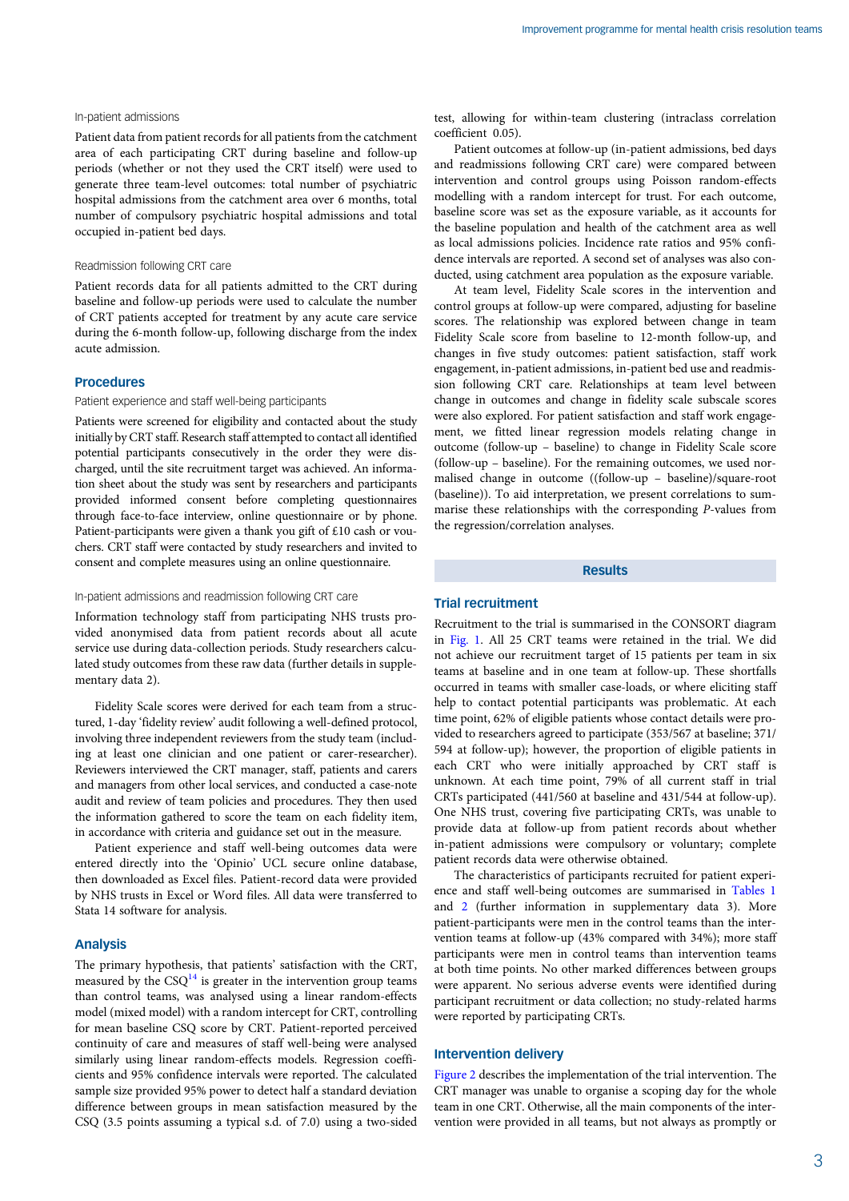#### In-patient admissions

Patient data from patient records for all patients from the catchment area of each participating CRT during baseline and follow-up periods (whether or not they used the CRT itself) were used to generate three team-level outcomes: total number of psychiatric hospital admissions from the catchment area over 6 months, total number of compulsory psychiatric hospital admissions and total occupied in-patient bed days.

#### Readmission following CRT care

Patient records data for all patients admitted to the CRT during baseline and follow-up periods were used to calculate the number of CRT patients accepted for treatment by any acute care service during the 6-month follow-up, following discharge from the index acute admission.

### Procedures

#### Patient experience and staff well-being participants

Patients were screened for eligibility and contacted about the study initially by CRT staff. Research staff attempted to contact all identified potential participants consecutively in the order they were discharged, until the site recruitment target was achieved. An information sheet about the study was sent by researchers and participants provided informed consent before completing questionnaires through face-to-face interview, online questionnaire or by phone. Patient-participants were given a thank you gift of £10 cash or vouchers. CRT staff were contacted by study researchers and invited to consent and complete measures using an online questionnaire.

#### In-patient admissions and readmission following CRT care

Information technology staff from participating NHS trusts provided anonymised data from patient records about all acute service use during data-collection periods. Study researchers calculated study outcomes from these raw data (further details in supplementary data 2).

Fidelity Scale scores were derived for each team from a structured, 1-day 'fidelity review' audit following a well-defined protocol, involving three independent reviewers from the study team (including at least one clinician and one patient or carer-researcher). Reviewers interviewed the CRT manager, staff, patients and carers and managers from other local services, and conducted a case-note audit and review of team policies and procedures. They then used the information gathered to score the team on each fidelity item, in accordance with criteria and guidance set out in the measure.

Patient experience and staff well-being outcomes data were entered directly into the 'Opinio' UCL secure online database, then downloaded as Excel files. Patient-record data were provided by NHS trusts in Excel or Word files. All data were transferred to Stata 14 software for analysis.

### Analysis

The primary hypothesis, that patients' satisfaction with the CRT, measured by the CSQ[14] is greater in the intervention group teams than control teams, was analysed using a linear random-effects model (mixed model) with a random intercept for CRT, controlling for mean baseline CSQ score by CRT. Patient-reported perceived continuity of care and measures of staff well-being were analysed similarly using linear random-effects models. Regression coefficients and 95% confidence intervals were reported. The calculated sample size provided 95% power to detect half a standard deviation difference between groups in mean satisfaction measured by the CSQ (3.5 points assuming a typical s.d. of 7.0) using a two-sided test, allowing for within-team clustering (intraclass correlation coefficient 0.05).

Patient outcomes at follow-up (in-patient admissions, bed days and readmissions following CRT care) were compared between intervention and control groups using Poisson random-effects modelling with a random intercept for trust. For each outcome, baseline score was set as the exposure variable, as it accounts for the baseline population and health of the catchment area as well as local admissions policies. Incidence rate ratios and 95% confidence intervals are reported. A second set of analyses was also conducted, using catchment area population as the exposure variable.

At team level, Fidelity Scale scores in the intervention and control groups at follow-up were compared, adjusting for baseline scores. The relationship was explored between change in team Fidelity Scale score from baseline to 12-month follow-up, and changes in five study outcomes: patient satisfaction, staff work engagement, in-patient admissions, in-patient bed use and readmission following CRT care. Relationships at team level between change in outcomes and change in fidelity scale subscale scores were also explored. For patient satisfaction and staff work engagement, we fitted linear regression models relating change in outcome (follow-up − baseline) to change in Fidelity Scale score (follow-up − baseline). For the remaining outcomes, we used normalised change in outcome ((follow-up − baseline)/square-root (baseline)). To aid interpretation, we present correlations to summarise these relationships with the corresponding *P*-values from the regression/correlation analyses.

## Results

### Trial recruitment

Recruitment to the trial is summarised in the CONSORT diagram in Fig. 1. All 25 CRT teams were retained in the trial. We did not achieve our recruitment target of 15 patients per team in six teams at baseline and in one team at follow-up. These shortfalls occurred in teams with smaller case-loads, or where eliciting staff help to contact potential participants was problematic. At each time point, 62% of eligible patients whose contact details were provided to researchers agreed to participate (353/567 at baseline; 371/594 at follow-up); however, the proportion of eligible patients in each CRT who were initially approached by CRT staff is unknown. At each time point, 79% of all current staff in trial CRTs participated (441/560 at baseline and 431/544 at follow-up). One NHS trust, covering five participating CRTs, was unable to provide data at follow-up from patient records about whether in-patient admissions were compulsory or voluntary; complete patient records data were otherwise obtained.

The characteristics of participants recruited for patient experience and staff well-being outcomes are summarised in Tables 1 and 2 (further information in supplementary data 3). More patient-participants were men in the control teams than the intervention teams at follow-up (43% compared with 34%); more staff participants were men in control teams than intervention teams at both time points. No other marked differences between groups were apparent. No serious adverse events were identified during participant recruitment or data collection; no study-related harms were reported by participating CRTs.

### Intervention delivery

Figure 2 describes the implementation of the trial intervention. The CRT manager was unable to organise a scoping day for the whole team in one CRT. Otherwise, all the main components of the intervention were provided in all teams, but not always as promptly or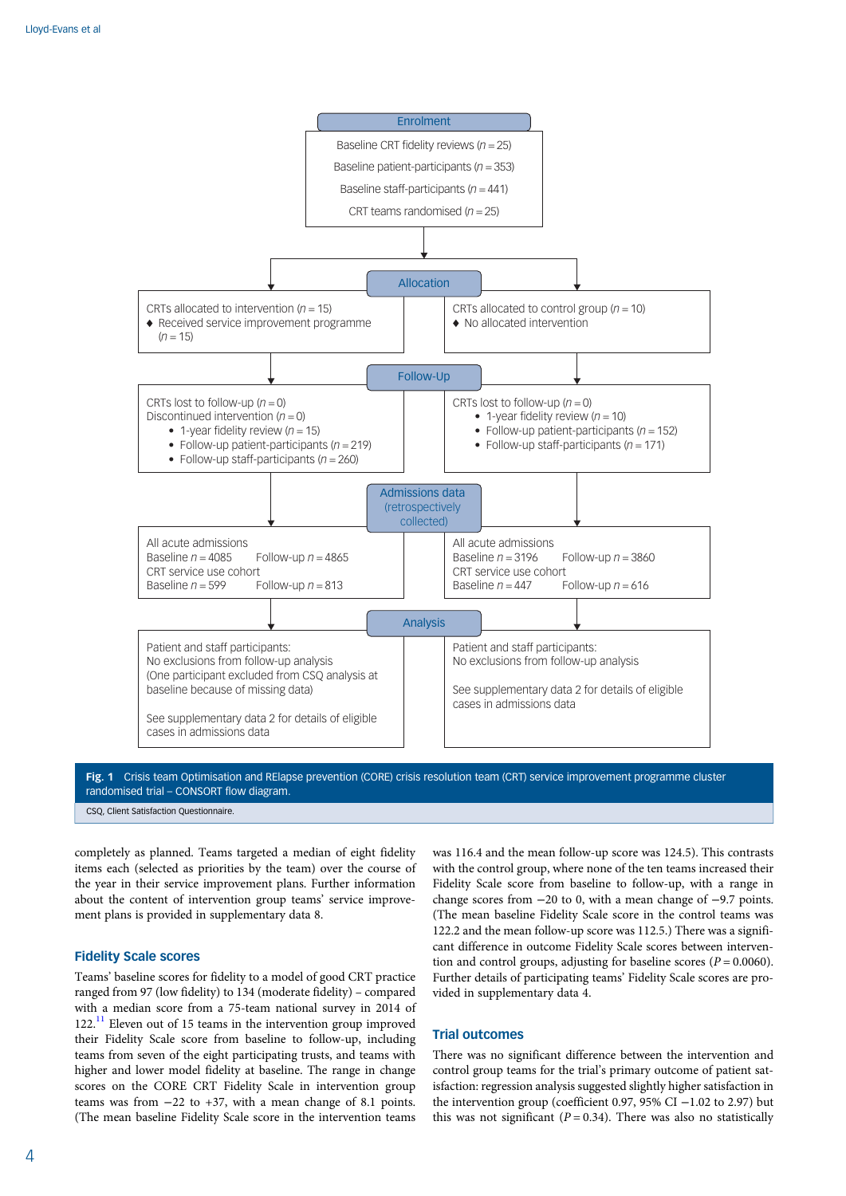**Enrolment**

Baseline CRT fidelity reviews ($n = 25$)
Baseline patient-participants ($n = 353$)
Baseline staff-participants ($n = 441$)
CRT teams randomised ($n = 25$)

**Allocation**

CRTs allocated to intervention ($n = 15$)
- Received service improvement programme ($n = 15$)

CRTs allocated to control group ($n = 10$)
- No allocated intervention

**Follow-Up**

CRTs lost to follow-up ($n = 0$)
Discontinued intervention ($n = 0$)
- 1-year fidelity review ($n = 15$)
- Follow-up patient-participants ($n = 219$)
- Follow-up staff-participants ($n = 260$)

CRTs lost to follow-up ($n = 0$)
- 1-year fidelity review ($n = 10$)
- Follow-up patient-participants ($n = 152$)
- Follow-up staff-participants ($n = 171$)

**Admissions data (retrospectively collected)**

All acute admissions
Baseline $n = 4085$ Follow-up $n = 4865$
CRT service use cohort
Baseline $n = 599$ Follow-up $n = 813$

All acute admissions
Baseline $n = 3196$ Follow-up $n = 3860$
CRT service use cohort
Baseline $n = 447$ Follow-up $n = 616$

**Analysis**

Patient and staff participants:
No exclusions from follow-up analysis
(One participant excluded from CSQ analysis at baseline because of missing data)

See supplementary data 2 for details of eligible cases in admissions data

Patient and staff participants:
No exclusions from follow-up analysis

See supplementary data 2 for details of eligible cases in admissions data

**Fig. 1** Crisis team Optimisation and RElapse prevention (CORE) crisis resolution team (CRT) service improvement programme cluster randomised trial – CONSORT flow diagram.

CSQ, Client Satisfaction Questionnaire.

completely as planned. Teams targeted a median of eight fidelity items each (selected as priorities by the team) over the course of the year in their service improvement plans. Further information about the content of intervention group teams' service improvement plans is provided in supplementary data 8.

## Fidelity Scale scores

Teams' baseline scores for fidelity to a model of good CRT practice ranged from 97 (low fidelity) to 134 (moderate fidelity) – compared with a median score from a 75-team national survey in 2014 of 122.[11] Eleven out of 15 teams in the intervention group improved their Fidelity Scale score from baseline to follow-up, including teams from seven of the eight participating trusts, and teams with higher and lower model fidelity at baseline. The range in change scores on the CORE CRT Fidelity Scale in intervention group teams was from −22 to +37, with a mean change of 8.1 points. (The mean baseline Fidelity Scale score in the intervention teams was 116.4 and the mean follow-up score was 124.5). This contrasts with the control group, where none of the ten teams increased their Fidelity Scale score from baseline to follow-up, with a range in change scores from −20 to 0, with a mean change of −9.7 points. (The mean baseline Fidelity Scale score in the control teams was 122.2 and the mean follow-up score was 112.5.) There was a significant difference in outcome Fidelity Scale scores between intervention and control groups, adjusting for baseline scores ($P = 0.0060$). Further details of participating teams' Fidelity Scale scores are provided in supplementary data 4.

## Trial outcomes

There was no significant difference between the intervention and control group teams for the trial's primary outcome of patient satisfaction: regression analysis suggested slightly higher satisfaction in the intervention group (coefficient 0.97, 95% CI −1.02 to 2.97) but this was not significant ($P = 0.34$). There was also no statistically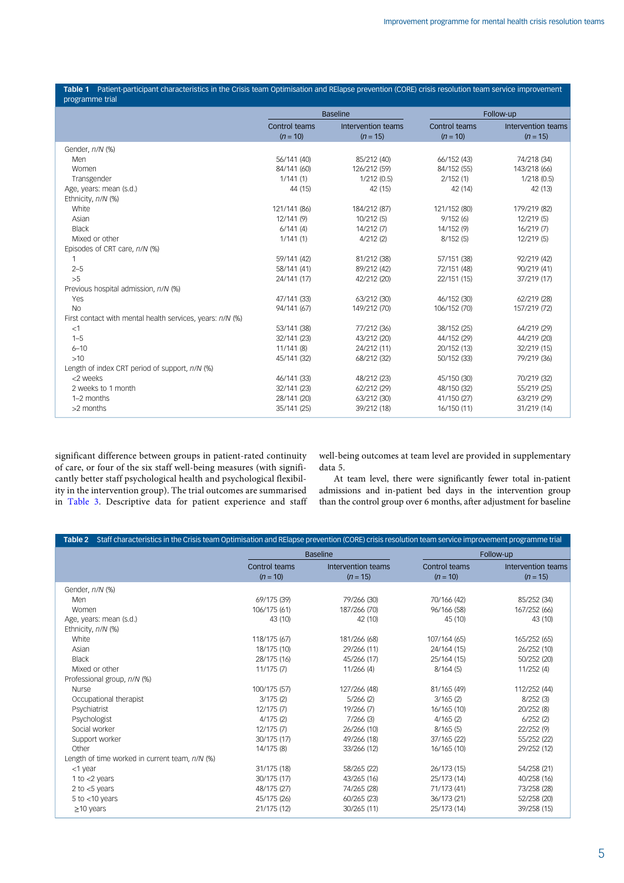**Table 1** Patient-participant characteristics in the Crisis team Optimisation and RElapse prevention (CORE) crisis resolution team service improvement programme trial

| | Baseline | | Follow-up | |
|---|---|---|---|---|
| | Control teams ($n$ = 10) | Intervention teams ($n$ = 15) | Control teams ($n$ = 10) | Intervention teams ($n$ = 15) |
| Gender, *n/N* (%) | | | | |
| Men | 56/141 (40) | 85/212 (40) | 66/152 (43) | 74/218 (34) |
| Women | 84/141 (60) | 126/212 (59) | 84/152 (55) | 143/218 (66) |
| Transgender | 1/141 (1) | 1/212 (0.5) | 2/152 (1) | 1/218 (0.5) |
| Age, years: mean (s.d.) | 44 (15) | 42 (15) | 42 (14) | 42 (13) |
| Ethnicity, *n/N* (%) | | | | |
| White | 121/141 (86) | 184/212 (87) | 121/152 (80) | 179/219 (82) |
| Asian | 12/141 (9) | 10/212 (5) | 9/152 (6) | 12/219 (5) |
| Black | 6/141 (4) | 14/212 (7) | 14/152 (9) | 16/219 (7) |
| Mixed or other | 1/141 (1) | 4/212 (2) | 8/152 (5) | 12/219 (5) |
| Episodes of CRT care, *n/N* (%) | | | | |
| 1 | 59/141 (42) | 81/212 (38) | 57/151 (38) | 92/219 (42) |
| 2–5 | 58/141 (41) | 89/212 (42) | 72/151 (48) | 90/219 (41) |
| >5 | 24/141 (17) | 42/212 (20) | 22/151 (15) | 37/219 (17) |
| Previous hospital admission, *n/N* (%) | | | | |
| Yes | 47/141 (33) | 63/212 (30) | 46/152 (30) | 62/219 (28) |
| No | 94/141 (67) | 149/212 (70) | 106/152 (70) | 157/219 (72) |
| First contact with mental health services, years: *n/N* (%) | | | | |
| <1 | 53/141 (38) | 77/212 (36) | 38/152 (25) | 64/219 (29) |
| 1–5 | 32/141 (23) | 43/212 (20) | 44/152 (29) | 44/219 (20) |
| 6–10 | 11/141 (8) | 24/212 (11) | 20/152 (13) | 32/219 (15) |
| >10 | 45/141 (32) | 68/212 (32) | 50/152 (33) | 79/219 (36) |
| Length of index CRT period of support, *n/N* (%) | | | | |
| <2 weeks | 46/141 (33) | 48/212 (23) | 45/150 (30) | 70/219 (32) |
| 2 weeks to 1 month | 32/141 (23) | 62/212 (29) | 48/150 (32) | 55/219 (25) |
| 1–2 months | 28/141 (20) | 63/212 (30) | 41/150 (27) | 63/219 (29) |
| >2 months | 35/141 (25) | 39/212 (18) | 16/150 (11) | 31/219 (14) |

significant difference between groups in patient-rated continuity of care, or four of the six staff well-being measures (with significantly better staff psychological health and psychological flexibility in the intervention group). The trial outcomes are summarised in Table 3. Descriptive data for patient experience and staff well-being outcomes at team level are provided in supplementary data 5.

At team level, there were significantly fewer total in-patient admissions and in-patient bed days in the intervention group than the control group over 6 months, after adjustment for baseline

**Table 2** Staff characteristics in the Crisis team Optimisation and RElapse prevention (CORE) crisis resolution team service improvement programme trial

| | Baseline | | Follow-up | |
|---|---|---|---|---|
| | Control teams ($n$ = 10) | Intervention teams ($n$ = 15) | Control teams ($n$ = 10) | Intervention teams ($n$ = 15) |
| Gender, *n/N* (%) | | | | |
| Men | 69/175 (39) | 79/266 (30) | 70/166 (42) | 85/252 (34) |
| Women | 106/175 (61) | 187/266 (70) | 96/166 (58) | 167/252 (66) |
| Age, years: mean (s.d.) | 43 (10) | 42 (10) | 45 (10) | 43 (10) |
| Ethnicity, *n/N* (%) | | | | |
| White | 118/175 (67) | 181/266 (68) | 107/164 (65) | 165/252 (65) |
| Asian | 18/175 (10) | 29/266 (11) | 24/164 (15) | 26/252 (10) |
| Black | 28/175 (16) | 45/266 (17) | 25/164 (15) | 50/252 (20) |
| Mixed or other | 11/175 (7) | 11/266 (4) | 8/164 (5) | 11/252 (4) |
| Professional group, *n/N* (%) | | | | |
| Nurse | 100/175 (57) | 127/266 (48) | 81/165 (49) | 112/252 (44) |
| Occupational therapist | 3/175 (2) | 5/266 (2) | 3/165 (2) | 8/252 (3) |
| Psychiatrist | 12/175 (7) | 19/266 (7) | 16/165 (10) | 20/252 (8) |
| Psychologist | 4/175 (2) | 7/266 (3) | 4/165 (2) | 6/252 (2) |
| Social worker | 12/175 (7) | 26/266 (10) | 8/165 (5) | 22/252 (9) |
| Support worker | 30/175 (17) | 49/266 (18) | 37/165 (22) | 55/252 (22) |
| Other | 14/175 (8) | 33/266 (12) | 16/165 (10) | 29/252 (12) |
| Length of time worked in current team, *n/N* (%) | | | | |
| <1 year | 31/175 (18) | 58/265 (22) | 26/173 (15) | 54/258 (21) |
| 1 to <2 years | 30/175 (17) | 43/265 (16) | 25/173 (14) | 40/258 (16) |
| 2 to <5 years | 48/175 (27) | 74/265 (28) | 71/173 (41) | 73/258 (28) |
| 5 to <10 years | 45/175 (26) | 60/265 (23) | 36/173 (21) | 52/258 (20) |
| ≥10 years | 21/175 (12) | 30/265 (11) | 25/173 (14) | 39/258 (15) |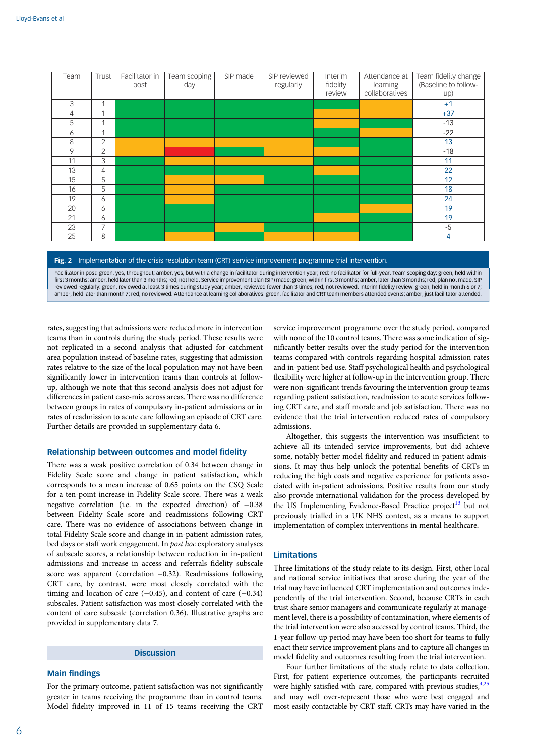| Team | Trust | Facilitator in post | Team scoping day | SIP made | SIP reviewed regularly | Interim fidelity review | Attendance at learning collaboratives | Team fidelity change (Baseline to follow-up) |
|---|---|---|---|---|---|---|---|---|
| 3 | 1 | green | green | green | green | green | amber | +1 |
| 4 | 1 | green | green | green | green | amber | amber | +37 |
| 5 | 1 | green | green | green | green | amber | green | -13 |
| 6 | 1 | green | green | green | green | green | amber | -22 |
| 8 | 2 | amber | amber | amber | amber | green | green | 13 |
| 9 | 2 | amber | red | green | amber | amber | green | -18 |
| 11 | 3 | green | amber | amber | green | green | green | 11 |
| 13 | 4 | green | green | green | green | amber | green | 22 |
| 15 | 5 | green | amber | amber | green | green | green | 12 |
| 16 | 5 | green | amber | green | green | green | green | 18 |
| 19 | 6 | green | amber | green | green | green | green | 24 |
| 20 | 6 | green | green | green | green | green | amber | 19 |
| 21 | 6 | green | green | green | green | amber | green | 19 |
| 23 | 7 | green | green | amber | green | green | green | -5 |
| 25 | 8 | green | amber | green | amber | amber | green | 4 |

**Fig. 2** Implementation of the crisis resolution team (CRT) service improvement programme trial intervention.

Facilitator in post: green, yes, throughout; amber, yes, but with a change in facilitator during intervention year; red: no facilitator for full-year. Team scoping day: green, held within first 3 months; amber, held later than 3 months; red, not held. Service improvement plan (SIP) made: green, within first 3 months; amber, later than 3 months; red, plan not made. SIP reviewed regularly: green, reviewed at least 3 times during study year; amber, reviewed fewer than 3 times; red, not reviewed. Interim fidelity review: green, held in month 6 or 7; amber, held later than month 7; red, no reviewed. Attendance at learning collaboratives: green, facilitator and CRT team members attended events; amber, just facilitator attended.

rates, suggesting that admissions were reduced more in intervention teams than in controls during the study period. These results were not replicated in a second analysis that adjusted for catchment area population instead of baseline rates, suggesting that admission rates relative to the size of the local population may not have been significantly lower in intervention teams than controls at follow-up, although we note that this second analysis does not adjust for differences in patient case-mix across areas. There was no difference between groups in rates of compulsory in-patient admissions or in rates of readmission to acute care following an episode of CRT care. Further details are provided in supplementary data 6.

### Relationship between outcomes and model fidelity

There was a weak positive correlation of 0.34 between change in Fidelity Scale score and change in patient satisfaction, which corresponds to a mean increase of 0.65 points on the CSQ Scale for a ten-point increase in Fidelity Scale score. There was a weak negative correlation (i.e. in the expected direction) of −0.38 between Fidelity Scale score and readmissions following CRT care. There was no evidence of associations between change in total Fidelity Scale score and change in in-patient admission rates, bed days or staff work engagement. In *post hoc* exploratory analyses of subscale scores, a relationship between reduction in in-patient admissions and increase in access and referrals fidelity subscale score was apparent (correlation −0.32). Readmissions following CRT care, by contrast, were most closely correlated with the timing and location of care (−0.45), and content of care (−0.34) subscales. Patient satisfaction was most closely correlated with the content of care subscale (correlation 0.36). Illustrative graphs are provided in supplementary data 7.

## Discussion

### Main findings

For the primary outcome, patient satisfaction was not significantly greater in teams receiving the programme than in control teams. Model fidelity improved in 11 of 15 teams receiving the CRT service improvement programme over the study period, compared with none of the 10 control teams. There was some indication of significantly better results over the study period for the intervention teams compared with controls regarding hospital admission rates and in-patient bed use. Staff psychological health and psychological flexibility were higher at follow-up in the intervention group. There were non-significant trends favouring the intervention group teams regarding patient satisfaction, readmission to acute services following CRT care, and staff morale and job satisfaction. There was no evidence that the trial intervention reduced rates of compulsory admissions.

Altogether, this suggests the intervention was insufficient to achieve all its intended service improvements, but did achieve some, notably better model fidelity and reduced in-patient admissions. It may thus help unlock the potential benefits of CRTs in reducing the high costs and negative experience for patients associated with in-patient admissions. Positive results from our study also provide international validation for the process developed by the US Implementing Evidence-Based Practice project[13] but not previously trialled in a UK NHS context, as a means to support implementation of complex interventions in mental healthcare.

### Limitations

Three limitations of the study relate to its design. First, other local and national service initiatives that arose during the year of the trial may have influenced CRT implementation and outcomes independently of the trial intervention. Second, because CRTs in each trust share senior managers and communicate regularly at management level, there is a possibility of contamination, where elements of the trial intervention were also accessed by control teams. Third, the 1-year follow-up period may have been too short for teams to fully enact their service improvement plans and to capture all changes in model fidelity and outcomes resulting from the trial intervention.

Four further limitations of the study relate to data collection. First, for patient experience outcomes, the participants recruited were highly satisfied with care, compared with previous studies,[4,25] and may well over-represent those who were best engaged and most easily contactable by CRT staff. CRTs may have varied in the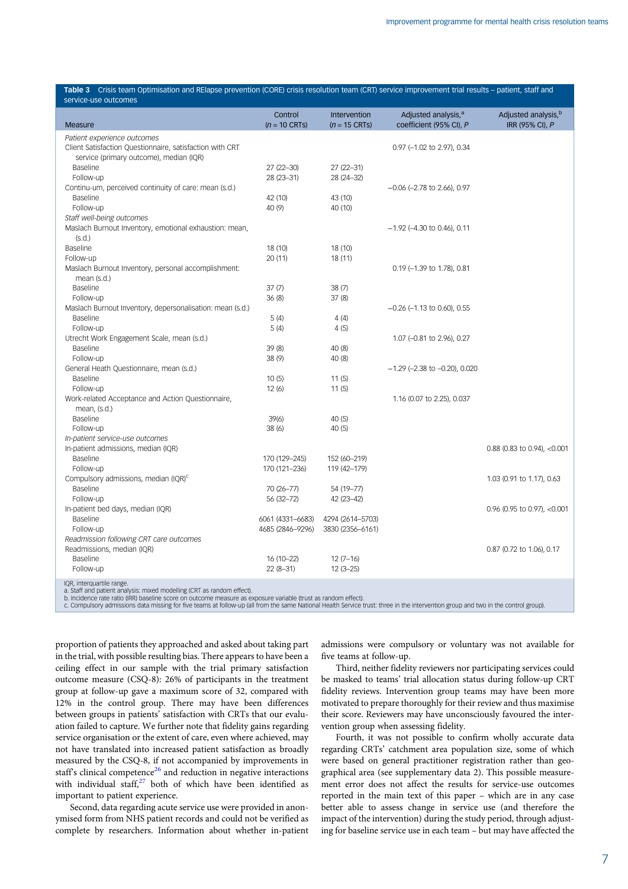**Table 3** Crisis team Optimisation and RElapse prevention (CORE) crisis resolution team (CRT) service improvement trial results – patient, staff and service-use outcomes

| Measure | Control (*n* = 10 CRTs) | Intervention (*n* = 15 CRTs) | Adjusted analysis,[a] coefficient (95% CI), *P* | Adjusted analysis,[b] IRR (95% CI), *P* |
|---|---|---|---|---|
| *Patient experience outcomes* | | | | |
| Client Satisfaction Questionnaire, satisfaction with CRT service (primary outcome), median (IQR) | | | 0.97 (−1.02 to 2.97), 0.34 | |
| Baseline | 27 (22–30) | 27 (22–31) | | |
| Follow-up | 28 (23–31) | 28 (24–32) | | |
| Continu-um, perceived continuity of care: mean (s.d.) | | | −0.06 (−2.78 to 2.66), 0.97 | |
| Baseline | 42 (10) | 43 (10) | | |
| Follow-up | 40 (9) | 40 (10) | | |
| *Staff well-being outcomes* | | | | |
| Maslach Burnout Inventory, emotional exhaustion: mean, (s.d.) | | | −1.92 (−4.30 to 0.46), 0.11 | |
| Baseline | 18 (10) | 18 (10) | | |
| Follow-up | 20 (11) | 18 (11) | | |
| Maslach Burnout Inventory, personal accomplishment: mean (s.d.) | | | 0.19 (−1.39 to 1.78), 0.81 | |
| Baseline | 37 (7) | 38 (7) | | |
| Follow-up | 36 (8) | 37 (8) | | |
| Maslach Burnout Inventory, depersonalisation: mean (s.d.) | | | −0.26 (−1.13 to 0.60), 0.55 | |
| Baseline | 5 (4) | 4 (4) | | |
| Follow-up | 5 (4) | 4 (5) | | |
| Utrecht Work Engagement Scale, mean (s.d.) | | | 1.07 (−0.81 to 2.96), 0.27 | |
| Baseline | 39 (8) | 40 (8) | | |
| Follow-up | 38 (9) | 40 (8) | | |
| General Heath Questionnaire, mean (s.d.) | | | −1.29 (−2.38 to −0.20), 0.020 | |
| Baseline | 10 (5) | 11 (5) | | |
| Follow-up | 12 (6) | 11 (5) | | |
| Work-related Acceptance and Action Questionnaire, mean, (s.d.) | | | 1.16 (0.07 to 2.25), 0.037 | |
| Baseline | 39(6) | 40 (5) | | |
| Follow-up | 38 (6) | 40 (5) | | |
| *In-patient service-use outcomes* | | | | |
| In-patient admissions, median (IQR) | | | | 0.88 (0.83 to 0.94), <0.001 |
| Baseline | 170 (129–245) | 152 (60–219) | | |
| Follow-up | 170 (121–236) | 119 (42–179) | | |
| Compulsory admissions, median (IQR)[c] | | | | 1.03 (0.91 to 1.17), 0.63 |
| Baseline | 70 (26–77) | 54 (19–77) | | |
| Follow-up | 56 (32–72) | 42 (23–42) | | |
| In-patient bed days, median (IQR) | | | | 0.96 (0.95 to 0.97), <0.001 |
| Baseline | 6061 (4331–6683) | 4294 (2614–5703) | | |
| Follow-up | 4685 (2846–9296) | 3830 (2356–6161) | | |
| *Readmission following CRT care outcomes* | | | | |
| Readmissions, median (IQR) | | | | 0.87 (0.72 to 1.06), 0.17 |
| Baseline | 16 (10–22) | 12 (7–16) | | |
| Follow-up | 22 (8–31) | 12 (3–25) | | |

IQR, interquartile range.
a. Staff and patient analysis: mixed modelling (CRT as random effect).
b. Incidence rate ratio (IRR) baseline score on outcome measure as exposure variable (trust as random effect).
c. Compulsory admissions data missing for five teams at follow-up (all from the same National Health Service trust: three in the intervention group and two in the control group).

proportion of patients they approached and asked about taking part in the trial, with possible resulting bias. There appears to have been a ceiling effect in our sample with the trial primary satisfaction outcome measure (CSQ-8): 26% of participants in the treatment group at follow-up gave a maximum score of 32, compared with 12% in the control group. There may have been differences between groups in patients' satisfaction with CRTs that our evaluation failed to capture. We further note that fidelity gains regarding service organisation or the extent of care, even where achieved, may not have translated into increased patient satisfaction as broadly measured by the CSQ-8, if not accompanied by improvements in staff's clinical competence[26] and reduction in negative interactions with individual staff,[27] both of which have been identified as important to patient experience.

Second, data regarding acute service use were provided in anonymised form from NHS patient records and could not be verified as complete by researchers. Information about whether in-patient admissions were compulsory or voluntary was not available for five teams at follow-up.

Third, neither fidelity reviewers nor participating services could be masked to teams' trial allocation status during follow-up CRT fidelity reviews. Intervention group teams may have been more motivated to prepare thoroughly for their review and thus maximise their score. Reviewers may have unconsciously favoured the intervention group when assessing fidelity.

Fourth, it was not possible to confirm wholly accurate data regarding CRTs' catchment area population size, some of which were based on general practitioner registration rather than geographical area (see supplementary data 2). This possible measurement error does not affect the results for service-use outcomes reported in the main text of this paper – which are in any case better able to assess change in service use (and therefore the impact of the intervention) during the study period, through adjusting for baseline service use in each team – but may have affected the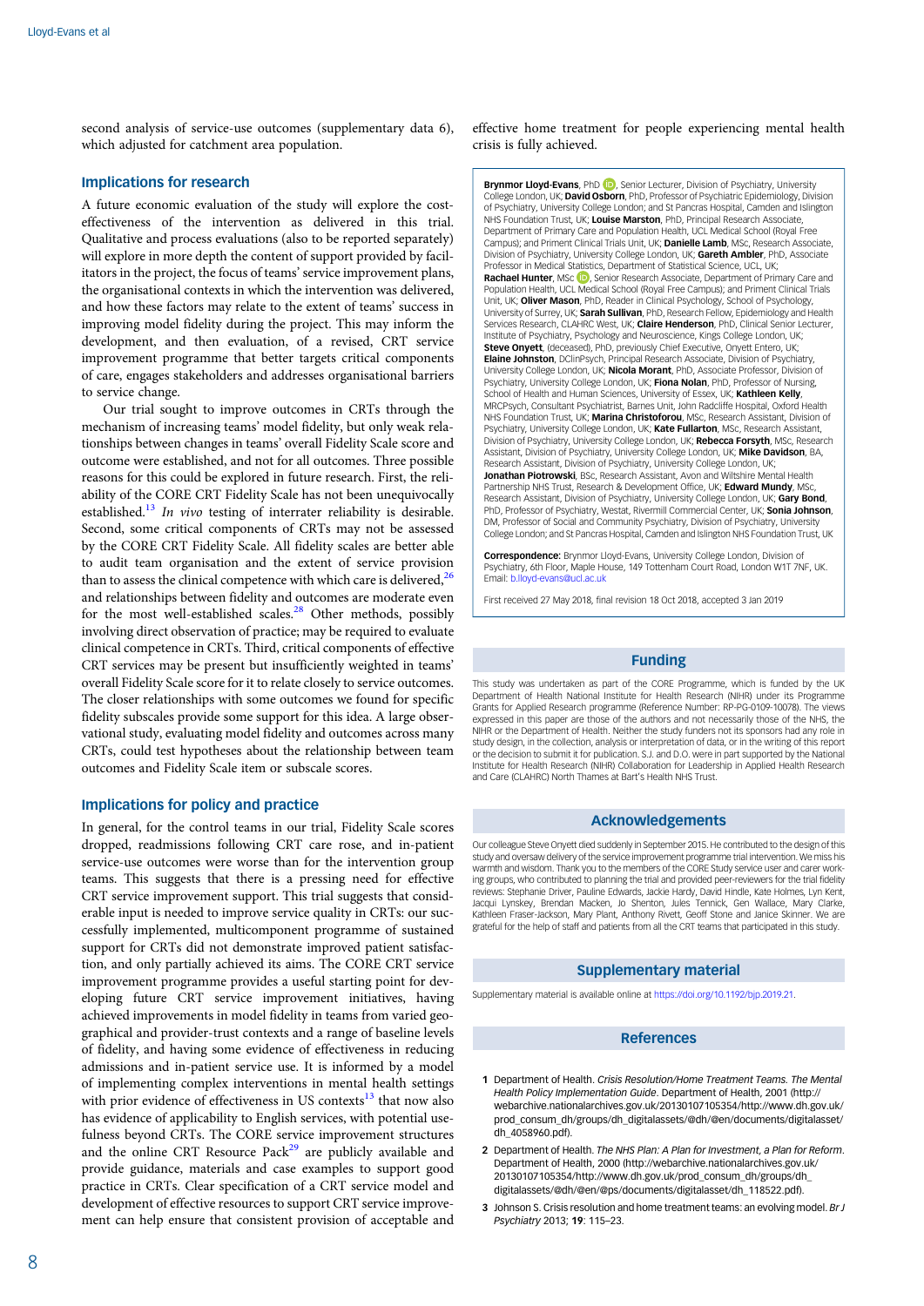second analysis of service-use outcomes (supplementary data 6), which adjusted for catchment area population.

## Implications for research

A future economic evaluation of the study will explore the cost-effectiveness of the intervention as delivered in this trial. Qualitative and process evaluations (also to be reported separately) will explore in more depth the content of support provided by facilitators in the project, the focus of teams' service improvement plans, the organisational contexts in which the intervention was delivered, and how these factors may relate to the extent of teams' success in improving model fidelity during the project. This may inform the development, and then evaluation, of a revised, CRT service improvement programme that better targets critical components of care, engages stakeholders and addresses organisational barriers to service change.

Our trial sought to improve outcomes in CRTs through the mechanism of increasing teams' model fidelity, but only weak relationships between change in teams' overall Fidelity Scale score and outcome were established, and not for all outcomes. Three possible reasons for this could be explored in future research. First, the reliability of the CORE CRT Fidelity Scale has not been unequivocally established.[13] *In vivo* testing of interrater reliability is desirable. Second, some critical components of CRTs may not be assessed by the CORE CRT Fidelity Scale. All fidelity scales are better able to audit team organisation and the extent of service provision than to assess the clinical competence with which care is delivered,[26] and relationships between fidelity and outcomes are moderate even for the most well-established scales.[28] Other methods, possibly involving direct observation of practice; may be required to evaluate clinical competence in CRTs. Third, critical components of effective CRT services may be present but insufficiently weighted in teams' overall Fidelity Scale score for it to relate closely to service outcomes. The closer relationships with some outcomes we found for specific fidelity subscales provide some support for this idea. A large observational study, evaluating model fidelity and outcomes across many CRTs, could test hypotheses about the relationship between team outcomes and Fidelity Scale item or subscale scores.

## Implications for policy and practice

In general, for the control teams in our trial, Fidelity Scale scores dropped, readmissions following CRT care rose, and in-patient service-use outcomes were worse than for the intervention group teams. This suggests that there is a pressing need for effective CRT service improvement support. This trial suggests that considerable input is needed to improve service quality in CRTs: our successfully implemented, multicomponent programme of sustained support for CRTs did not demonstrate improved patient satisfaction, and only partially achieved its aims. The CORE CRT service improvement programme provides a useful starting point for developing future CRT service improvement initiatives, having achieved improvements in model fidelity in teams from varied geographical and provider-trust contexts and a range of baseline levels of fidelity, and having some evidence of effectiveness in reducing admissions and in-patient service use. It is informed by a model of implementing complex interventions in mental health settings with prior evidence of effectiveness in US contexts[13] that now also has evidence of applicability to English services, with potential usefulness beyond CRTs. The CORE service improvement structures and the online CRT Resource Pack[29] are publicly available and provide guidance, materials and case examples to support good practice in CRTs. Clear specification of a CRT service model and development of effective resources to support CRT service improvement can help ensure that consistent provision of acceptable and effective home treatment for people experiencing mental health crisis is fully achieved.

**Brynmor Lloyd-Evans**, PhD, Senior Lecturer, Division of Psychiatry, University College London, UK; **David Osborn**, PhD, Professor of Psychiatric Epidemiology, Division of Psychiatry, University College London; and St Pancras Hospital, Camden and Islington NHS Foundation Trust, UK; **Louise Marston**, PhD, Principal Research Associate, Department of Primary Care and Population Health, UCL Medical School (Royal Free Campus); and Priment Clinical Trials Unit, UK; **Danielle Lamb**, MSc, Research Associate, Division of Psychiatry, University College London, UK; **Gareth Ambler**, PhD, Associate Professor in Medical Statistics, Department of Statistical Science, UCL, UK; **Rachael Hunter**, MSc, Senior Research Associate, Department of Primary Care and Population Health, UCL Medical School (Royal Free Campus); and Priment Clinical Trials Unit, UK; **Oliver Mason**, PhD, Reader in Clinical Psychology, School of Psychology, University of Surrey, UK; **Sarah Sullivan**, PhD, Research Fellow, Epidemiology and Health Services Research, CLAHRC West, UK; **Claire Henderson**, PhD, Clinical Senior Lecturer, Institute of Psychiatry, Psychology and Neuroscience, Kings College London, UK; **Steve Onyett**, (deceased), PhD, previously Chief Executive, Onyett Entero, UK; **Elaine Johnston**, DClinPsych, Principal Research Associate, Division of Psychiatry, University College London, UK; **Nicola Morant**, PhD, Associate Professor, Division of Psychiatry, University College London, UK; **Fiona Nolan**, PhD, Professor of Nursing, School of Health and Human Sciences, University of Essex, UK; **Kathleen Kelly**, MRCPsych, Consultant Psychiatrist, Barnes Unit, John Radcliffe Hospital, Oxford Health NHS Foundation Trust, UK; **Marina Christoforou**, MSc, Research Assistant, Division of Psychiatry, University College London, UK; **Kate Fullarton**, MSc, Research Assistant, Division of Psychiatry, University College London, UK; **Rebecca Forsyth**, MSc, Research Assistant, Division of Psychiatry, University College London, UK; **Mike Davidson**, BA, Research Assistant, Division of Psychiatry, University College London, UK; **Jonathan Piotrowski**, BSc, Research Assistant, Avon and Wiltshire Mental Health Partnership NHS Trust, Research & Development Office, UK; **Edward Mundy**, MSc, Research Assistant, Division of Psychiatry, University College London, UK; **Gary Bond**, PhD, Professor of Psychiatry, Westat, Rivermill Commercial Center, UK; **Sonia Johnson**, DM, Professor of Social and Community Psychiatry, Division of Psychiatry, University College London; and St Pancras Hospital, Camden and Islington NHS Foundation Trust, UK

**Correspondence:** Brynmor Lloyd-Evans, University College London, Division of Psychiatry, 6th Floor, Maple House, 149 Tottenham Court Road, London W1T 7NF, UK. Email: b.lloyd-evans@ucl.ac.uk

First received 27 May 2018, final revision 18 Oct 2018, accepted 3 Jan 2019

## Funding

This study was undertaken as part of the CORE Programme, which is funded by the UK Department of Health National Institute for Health Research (NIHR) under its Programme Grants for Applied Research programme (Reference Number: RP-PG-0109-10078). The views expressed in this paper are those of the authors and not necessarily those of the NHS, the NIHR or the Department of Health. Neither the study funders not its sponsors had any role in study design, in the collection, analysis or interpretation of data, or in the writing of this report or the decision to submit it for publication. S.J. and D.O. were in part supported by the National Institute for Health Research (NIHR) Collaboration for Leadership in Applied Health Research and Care (CLAHRC) North Thames at Bart's Health NHS Trust.

## Acknowledgements

Our colleague Steve Onyett died suddenly in September 2015. He contributed to the design of this study and oversaw delivery of the service improvement programme trial intervention. We miss his warmth and wisdom. Thank you to the members of the CORE Study service user and carer working groups, who contributed to planning the trial and provided peer-reviewers for the trial fidelity reviews: Stephanie Driver, Pauline Edwards, Jackie Hardy, David Hindle, Kate Holmes, Lyn Kent, Jacqui Lynskey, Brendan Macken, Jo Shenton, Jules Tennick, Gen Wallace, Mary Clarke, Kathleen Fraser-Jackson, Mary Plant, Anthony Rivett, Geoff Stone and Janice Skinner. We are grateful for the help of staff and patients from all the CRT teams that participated in this study.

## Supplementary material

Supplementary material is available online at https://doi.org/10.1192/bjp.2019.21.

## References

1. Department of Health. *Crisis Resolution/Home Treatment Teams. The Mental Health Policy Implementation Guide*. Department of Health, 2001 (http://webarchive.nationalarchives.gov.uk/20130107105354/http://www.dh.gov.uk/prod_consum_dh/groups/dh_digitalassets/@dh/@en/documents/digitalasset/dh_4058960.pdf).
2. Department of Health. *The NHS Plan: A Plan for Investment, a Plan for Reform*. Department of Health, 2000 (http://webarchive.nationalarchives.gov.uk/20130107105354/http://www.dh.gov.uk/prod_consum_dh/groups/dh_digitalassets/@dh/@en/@ps/documents/digitalasset/dh_118522.pdf).
3. Johnson S. Crisis resolution and home treatment teams: an evolving model. *Br J Psychiatry* 2013; **19**: 115–23.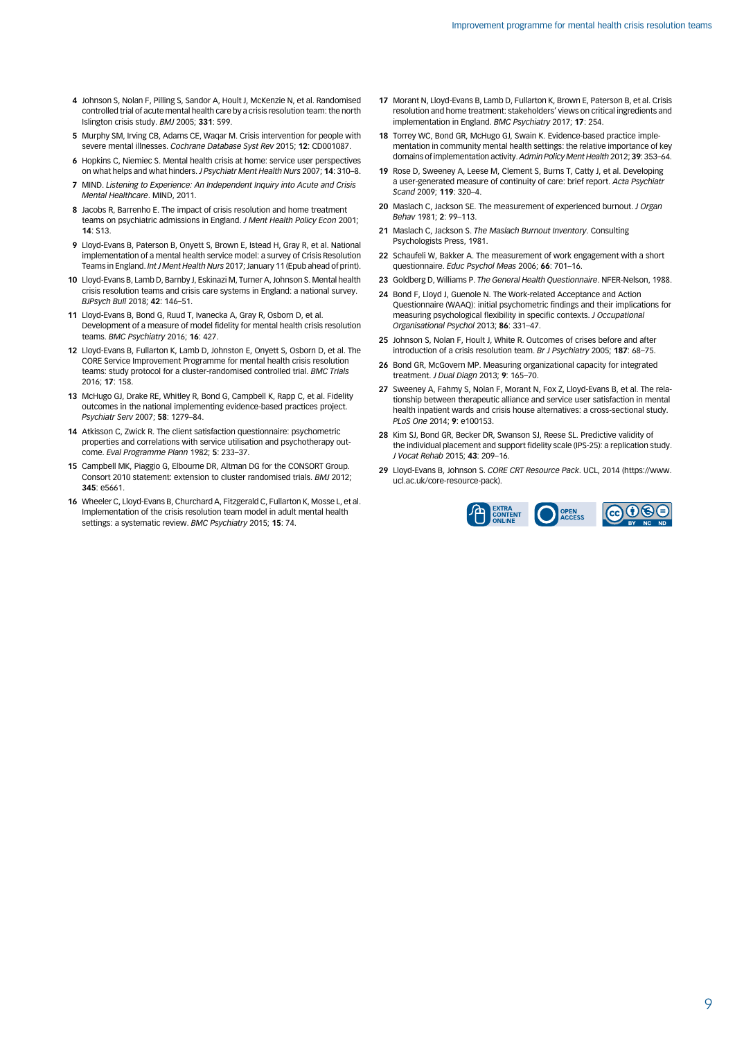4. Johnson S, Nolan F, Pilling S, Sandor A, Hoult J, McKenzie N, et al. Randomised controlled trial of acute mental health care by a crisis resolution team: the north Islington crisis study. *BMJ* 2005; **331**: 599.
5. Murphy SM, Irving CB, Adams CE, Waqar M. Crisis intervention for people with severe mental illnesses. *Cochrane Database Syst Rev* 2015; **12**: CD001087.
6. Hopkins C, Niemiec S. Mental health crisis at home: service user perspectives on what helps and what hinders. *J Psychiatr Ment Health Nurs* 2007; **14**: 310–8.
7. MIND. *Listening to Experience: An Independent Inquiry into Acute and Crisis Mental Healthcare*. MIND, 2011.
8. Jacobs R, Barrenho E. The impact of crisis resolution and home treatment teams on psychiatric admissions in England. *J Ment Health Policy Econ* 2001; **14**: S13.
9. Lloyd-Evans B, Paterson B, Onyett S, Brown E, Istead H, Gray R, et al. National implementation of a mental health service model: a survey of Crisis Resolution Teams in England. *Int J Ment Health Nurs* 2017; January 11 (Epub ahead of print).
10. Lloyd-Evans B, Lamb D, Barnby J, Eskinazi M, Turner A, Johnson S. Mental health crisis resolution teams and crisis care systems in England: a national survey. *BJPsych Bull* 2018; **42**: 146–51.
11. Lloyd-Evans B, Bond G, Ruud T, Ivanecka A, Gray R, Osborn D, et al. Development of a measure of model fidelity for mental health crisis resolution teams. *BMC Psychiatry* 2016; **16**: 427.
12. Lloyd-Evans B, Fullarton K, Lamb D, Johnston E, Onyett S, Osborn D, et al. The CORE Service Improvement Programme for mental health crisis resolution teams: study protocol for a cluster-randomised controlled trial. *BMC Trials* 2016; **17**: 158.
13. McHugo GJ, Drake RE, Whitley R, Bond G, Campbell K, Rapp C, et al. Fidelity outcomes in the national implementing evidence-based practices project. *Psychiatr Serv* 2007; **58**: 1279–84.
14. Atkisson C, Zwick R. The client satisfaction questionnaire: psychometric properties and correlations with service utilisation and psychotherapy outcome. *Eval Programme Plann* 1982; **5**: 233–37.
15. Campbell MK, Piaggio G, Elbourne DR, Altman DG for the CONSORT Group. Consort 2010 statement: extension to cluster randomised trials. *BMJ* 2012; **345**: e5661.
16. Wheeler C, Lloyd-Evans B, Churchard A, Fitzgerald C, Fullarton K, Mosse L, et al. Implementation of the crisis resolution team model in adult mental health settings: a systematic review. *BMC Psychiatry* 2015; **15**: 74.
17. Morant N, Lloyd-Evans B, Lamb D, Fullarton K, Brown E, Paterson B, et al. Crisis resolution and home treatment: stakeholders' views on critical ingredients and implementation in England. *BMC Psychiatry* 2017; **17**: 254.
18. Torrey WC, Bond GR, McHugo GJ, Swain K. Evidence-based practice implementation in community mental health settings: the relative importance of key domains of implementation activity. *Admin Policy Ment Health* 2012; **39**: 353–64.
19. Rose D, Sweeney A, Leese M, Clement S, Burns T, Catty J, et al. Developing a user-generated measure of continuity of care: brief report. *Acta Psychiatr Scand* 2009; **119**: 320–4.
20. Maslach C, Jackson SE. The measurement of experienced burnout. *J Organ Behav* 1981; **2**: 99–113.
21. Maslach C, Jackson S. *The Maslach Burnout Inventory*. Consulting Psychologists Press, 1981.
22. Schaufeli W, Bakker A. The measurement of work engagement with a short questionnaire. *Educ Psychol Meas* 2006; **66**: 701–16.
23. Goldberg D, Williams P. *The General Health Questionnaire*. NFER-Nelson, 1988.
24. Bond F, Lloyd J, Guenole N. The Work-related Acceptance and Action Questionnaire (WAAQ): initial psychometric findings and their implications for measuring psychological flexibility in specific contexts. *J Occupational Organisational Psychol* 2013; **86**: 331–47.
25. Johnson S, Nolan F, Hoult J, White R. Outcomes of crises before and after introduction of a crisis resolution team. *Br J Psychiatry* 2005; **187**: 68–75.
26. Bond GR, McGovern MP. Measuring organizational capacity for integrated treatment. *J Dual Diagn* 2013; **9**: 165–70.
27. Sweeney A, Fahmy S, Nolan F, Morant N, Fox Z, Lloyd-Evans B, et al. The relationship between therapeutic alliance and service user satisfaction in mental health inpatient wards and crisis house alternatives: a cross-sectional study. *PLoS One* 2014; **9**: e100153.
28. Kim SJ, Bond GR, Becker DR, Swanson SJ, Reese SL. Predictive validity of the individual placement and support fidelity scale (IPS-25): a replication study. *J Vocat Rehab* 2015; **43**: 209–16.
29. Lloyd-Evans B, Johnson S. *CORE CRT Resource Pack*. UCL, 2014 (https://www.ucl.ac.uk/core-resource-pack).